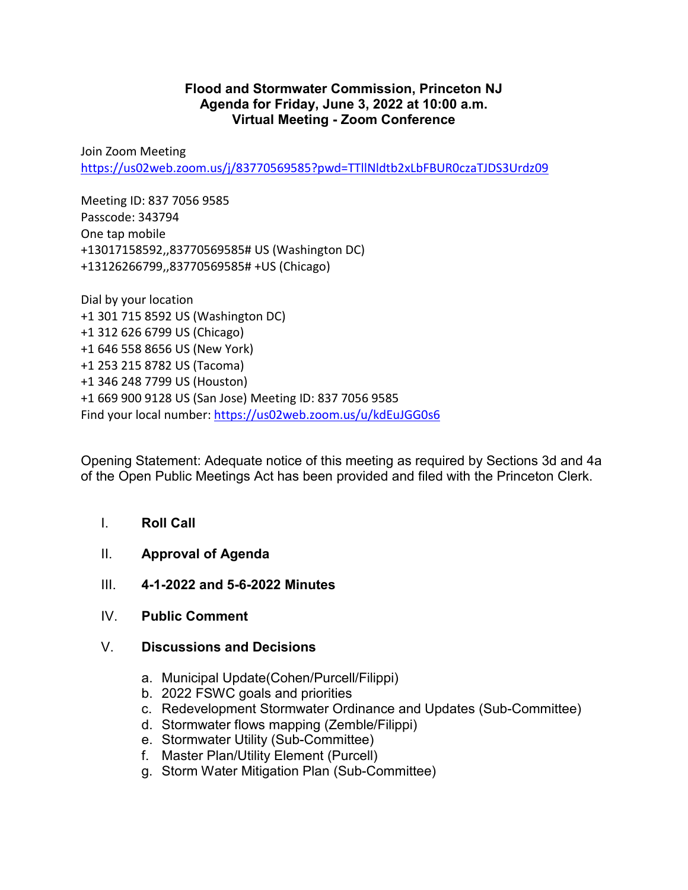**Flood and Stormwater Commission, Princeton NJ**
**Agenda for Friday, June 3, 2022 at 10:00 a.m.**
**Virtual Meeting - Zoom Conference**

Join Zoom Meeting
https://us02web.zoom.us/j/83770569585?pwd=TTllNldtb2xLbFBUR0czaTJDS3Urdz09

Meeting ID: 837 7056 9585
Passcode: 343794
One tap mobile
+13017158592,,83770569585# US (Washington DC)
+13126266799,,83770569585# +US (Chicago)

Dial by your location
+1 301 715 8592 US (Washington DC)
+1 312 626 6799 US (Chicago)
+1 646 558 8656 US (New York)
+1 253 215 8782 US (Tacoma)
+1 346 248 7799 US (Houston)
+1 669 900 9128 US (San Jose) Meeting ID: 837 7056 9585
Find your local number: https://us02web.zoom.us/u/kdEuJGG0s6

Opening Statement: Adequate notice of this meeting as required by Sections 3d and 4a of the Open Public Meetings Act has been provided and filed with the Princeton Clerk.

I. **Roll Call**

II. **Approval of Agenda**

III. **4-1-2022 and 5-6-2022 Minutes**

IV. **Public Comment**

V. **Discussions and Decisions**

   a. Municipal Update(Cohen/Purcell/Filippi)
   b. 2022 FSWC goals and priorities
   c. Redevelopment Stormwater Ordinance and Updates (Sub-Committee)
   d. Stormwater flows mapping (Zemble/Filippi)
   e. Stormwater Utility (Sub-Committee)
   f. Master Plan/Utility Element (Purcell)
   g. Storm Water Mitigation Plan (Sub-Committee)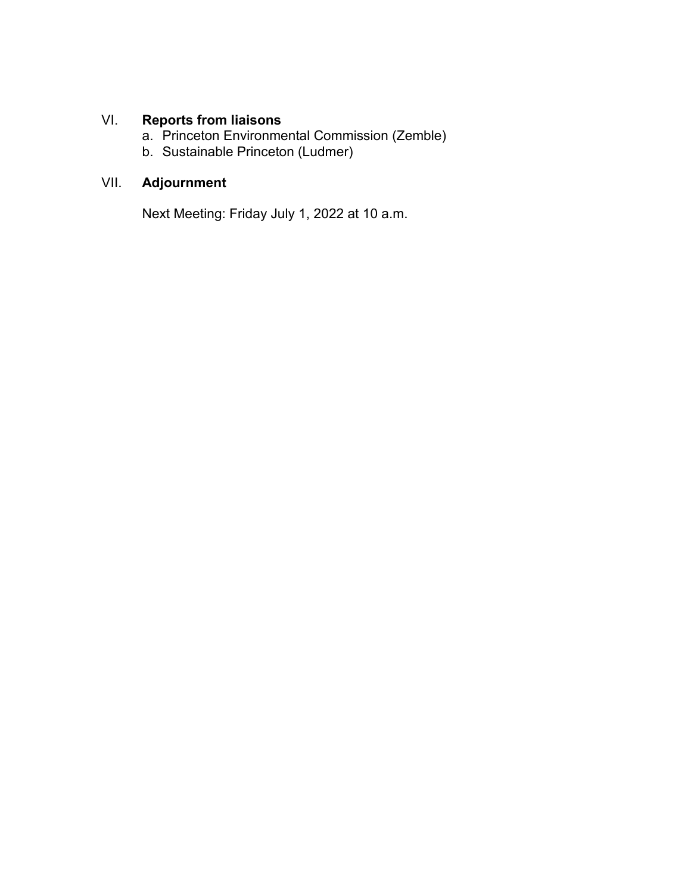VI. **Reports from liaisons**

a. Princeton Environmental Commission (Zemble)
b. Sustainable Princeton (Ludmer)

VII. **Adjournment**

Next Meeting: Friday July 1, 2022 at 10 a.m.